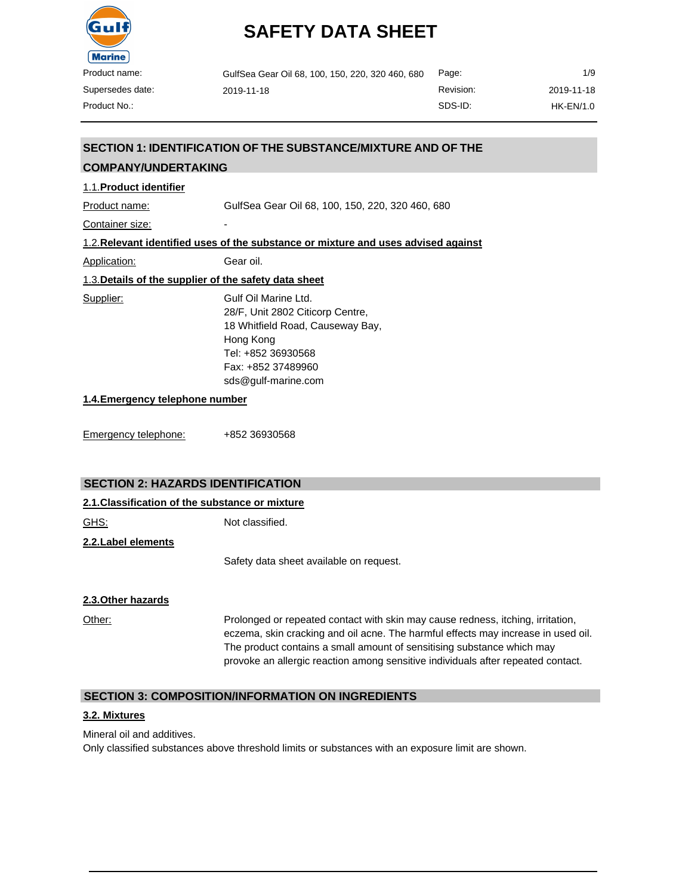# SAFETY DATA SHEET

| | | | |
|---|---|---|---|
| Product name: | GulfSea Gear Oil 68, 100, 150, 220, 320 460, 680 | Page: | 1/9 |
| Supersedes date: | 2019-11-18 | Revision: | 2019-11-18 |
| Product No.: | | SDS-ID: | HK-EN/1.0 |

## SECTION 1: IDENTIFICATION OF THE SUBSTANCE/MIXTURE AND OF THE COMPANY/UNDERTAKING

### 1.1. Product identifier

Product name: GulfSea Gear Oil 68, 100, 150, 220, 320 460, 680

Container size: -

### 1.2. Relevant identified uses of the substance or mixture and uses advised against

Application: Gear oil.

### 1.3. Details of the supplier of the safety data sheet

Supplier: Gulf Oil Marine Ltd.
28/F, Unit 2802 Citicorp Centre,
18 Whitfield Road, Causeway Bay,
Hong Kong
Tel: +852 36930568
Fax: +852 37489960
sds@gulf-marine.com

### 1.4. Emergency telephone number

Emergency telephone: +852 36930568

## SECTION 2: HAZARDS IDENTIFICATION

### 2.1. Classification of the substance or mixture

GHS: Not classified.

### 2.2. Label elements

Safety data sheet available on request.

### 2.3. Other hazards

Other: Prolonged or repeated contact with skin may cause redness, itching, irritation, eczema, skin cracking and oil acne. The harmful effects may increase in used oil. The product contains a small amount of sensitising substance which may provoke an allergic reaction among sensitive individuals after repeated contact.

## SECTION 3: COMPOSITION/INFORMATION ON INGREDIENTS

### 3.2. Mixtures

Mineral oil and additives.
Only classified substances above threshold limits or substances with an exposure limit are shown.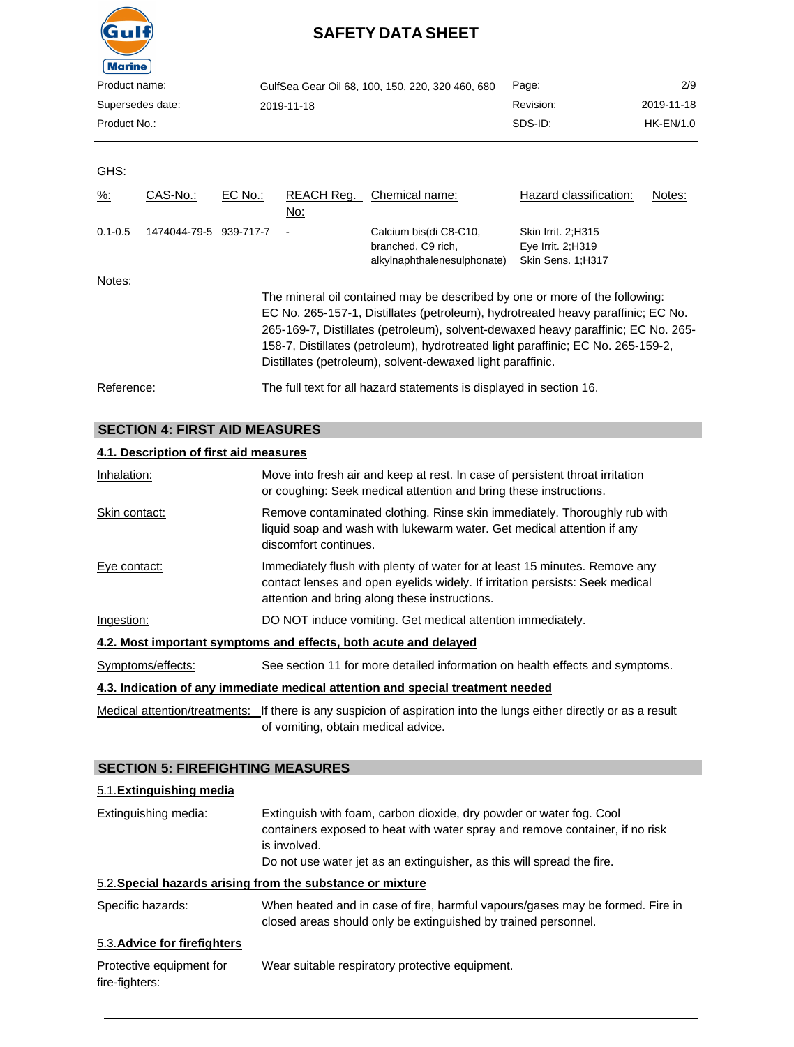GHS:

| %: | CAS-No.: | EC No.: | REACH Reg. No: | Chemical name: | Hazard classification: | Notes: |
|---|---|---|---|---|---|---|
| 0.1-0.5 | 1474044-79-5 | 939-717-7 | - | Calcium bis(di C8-C10, branched, C9 rich, alkylnaphthalenesulphonate) | Skin Irrit. 2;H315<br>Eye Irrit. 2;H319<br>Skin Sens. 1;H317 | |

Notes:

The mineral oil contained may be described by one or more of the following: EC No. 265-157-1, Distillates (petroleum), hydrotreated heavy paraffinic; EC No. 265-169-7, Distillates (petroleum), solvent-dewaxed heavy paraffinic; EC No. 265-158-7, Distillates (petroleum), hydrotreated light paraffinic; EC No. 265-159-2, Distillates (petroleum), solvent-dewaxed light paraffinic.

Reference: The full text for all hazard statements is displayed in section 16.

## SECTION 4: FIRST AID MEASURES

### 4.1. Description of first aid measures

Inhalation: Move into fresh air and keep at rest. In case of persistent throat irritation or coughing: Seek medical attention and bring these instructions.

Skin contact: Remove contaminated clothing. Rinse skin immediately. Thoroughly rub with liquid soap and wash with lukewarm water. Get medical attention if any discomfort continues.

Eye contact: Immediately flush with plenty of water for at least 15 minutes. Remove any contact lenses and open eyelids widely. If irritation persists: Seek medical attention and bring along these instructions.

Ingestion: DO NOT induce vomiting. Get medical attention immediately.

### 4.2. Most important symptoms and effects, both acute and delayed

Symptoms/effects: See section 11 for more detailed information on health effects and symptoms.

### 4.3. Indication of any immediate medical attention and special treatment needed

Medical attention/treatments: If there is any suspicion of aspiration into the lungs either directly or as a result of vomiting, obtain medical advice.

## SECTION 5: FIREFIGHTING MEASURES

### 5.1. Extinguishing media

Extinguishing media: Extinguish with foam, carbon dioxide, dry powder or water fog. Cool containers exposed to heat with water spray and remove container, if no risk is involved.
Do not use water jet as an extinguisher, as this will spread the fire.

### 5.2. Special hazards arising from the substance or mixture

Specific hazards: When heated and in case of fire, harmful vapours/gases may be formed. Fire in closed areas should only be extinguished by trained personnel.

### 5.3. Advice for firefighters

Protective equipment for fire-fighters: Wear suitable respiratory protective equipment.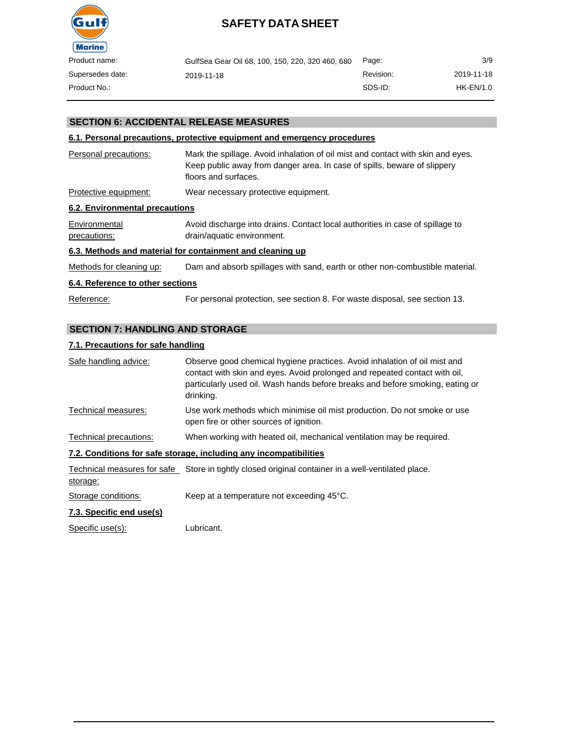## SECTION 6: ACCIDENTAL RELEASE MEASURES

### 6.1. Personal precautions, protective equipment and emergency procedures

| | |
|---|---|
| Personal precautions: | Mark the spillage. Avoid inhalation of oil mist and contact with skin and eyes. Keep public away from danger area. In case of spills, beware of slippery floors and surfaces. |
| Protective equipment: | Wear necessary protective equipment. |

### 6.2. Environmental precautions

| | |
|---|---|
| Environmental precautions: | Avoid discharge into drains. Contact local authorities in case of spillage to drain/aquatic environment. |

### 6.3. Methods and material for containment and cleaning up

| | |
|---|---|
| Methods for cleaning up: | Dam and absorb spillages with sand, earth or other non-combustible material. |

### 6.4. Reference to other sections

| | |
|---|---|
| Reference: | For personal protection, see section 8. For waste disposal, see section 13. |

## SECTION 7: HANDLING AND STORAGE

### 7.1. Precautions for safe handling

| | |
|---|---|
| Safe handling advice: | Observe good chemical hygiene practices. Avoid inhalation of oil mist and contact with skin and eyes. Avoid prolonged and repeated contact with oil, particularly used oil. Wash hands before breaks and before smoking, eating or drinking. |
| Technical measures: | Use work methods which minimise oil mist production. Do not smoke or use open fire or other sources of ignition. |
| Technical precautions: | When working with heated oil, mechanical ventilation may be required. |

### 7.2. Conditions for safe storage, including any incompatibilities

| | |
|---|---|
| Technical measures for safe storage: | Store in tightly closed original container in a well-ventilated place. |
| Storage conditions: | Keep at a temperature not exceeding 45°C. |

### 7.3. Specific end use(s)

| | |
|---|---|
| Specific use(s): | Lubricant. |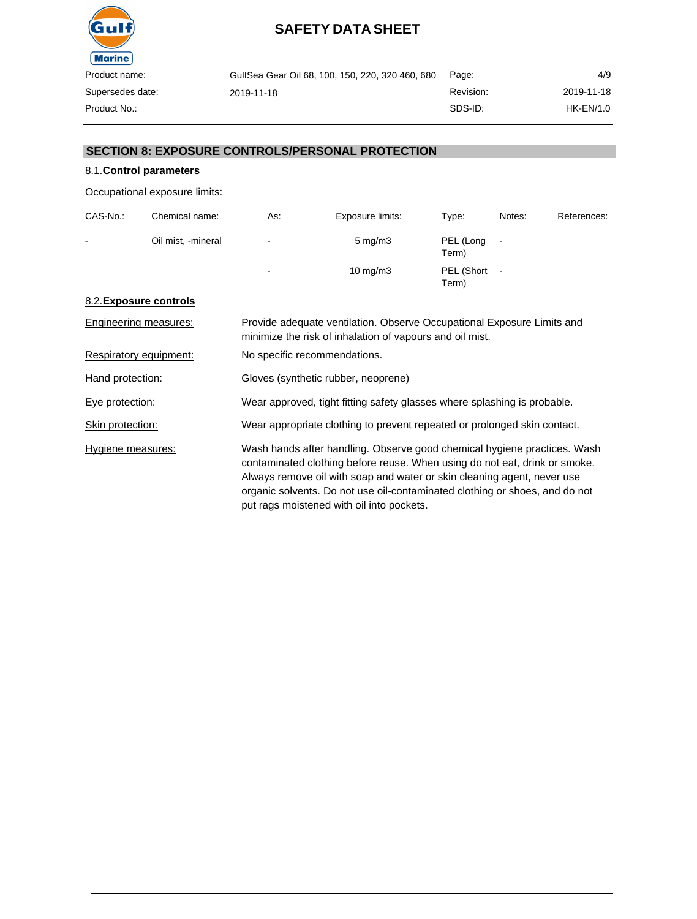## SECTION 8: EXPOSURE CONTROLS/PERSONAL PROTECTION

### 8.1. Control parameters

Occupational exposure limits:

| CAS-No.: | Chemical name: | As: | Exposure limits: | Type: | Notes: | References: |
|---|---|---|---|---|---|---|
| - | Oil mist, -mineral | - | 5 mg/m3 | PEL (Long Term) | - | |
| | | - | 10 mg/m3 | PEL (Short Term) | - | |

### 8.2. Exposure controls

**Engineering measures:** Provide adequate ventilation. Observe Occupational Exposure Limits and minimize the risk of inhalation of vapours and oil mist.

**Respiratory equipment:** No specific recommendations.

**Hand protection:** Gloves (synthetic rubber, neoprene)

**Eye protection:** Wear approved, tight fitting safety glasses where splashing is probable.

**Skin protection:** Wear appropriate clothing to prevent repeated or prolonged skin contact.

**Hygiene measures:** Wash hands after handling. Observe good chemical hygiene practices. Wash contaminated clothing before reuse. When using do not eat, drink or smoke. Always remove oil with soap and water or skin cleaning agent, never use organic solvents. Do not use oil-contaminated clothing or shoes, and do not put rags moistened with oil into pockets.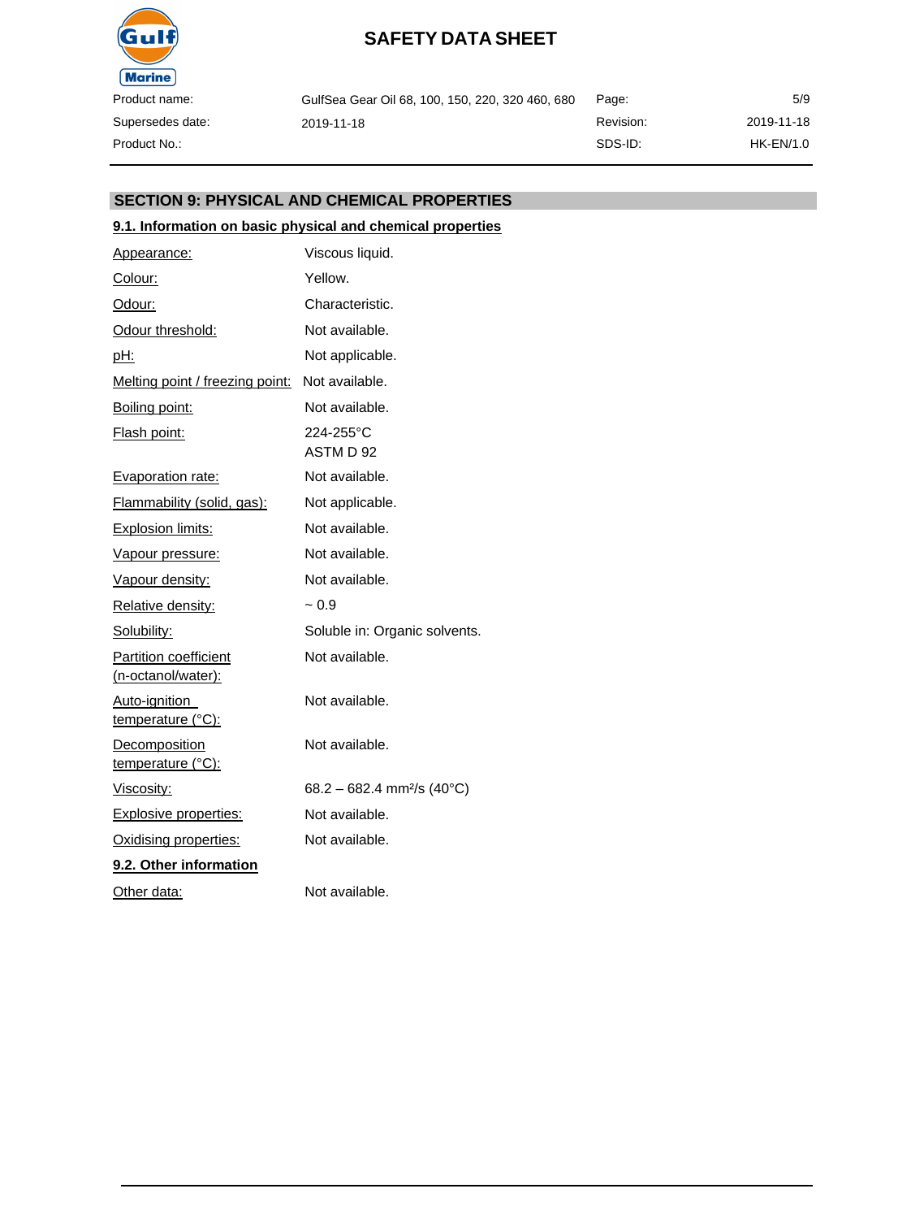## SECTION 9: PHYSICAL AND CHEMICAL PROPERTIES

### 9.1. Information on basic physical and chemical properties

| | |
|---|---|
| Appearance: | Viscous liquid. |
| Colour: | Yellow. |
| Odour: | Characteristic. |
| Odour threshold: | Not available. |
| pH: | Not applicable. |
| Melting point / freezing point: | Not available. |
| Boiling point: | Not available. |
| Flash point: | 224-255°C<br>ASTM D 92 |
| Evaporation rate: | Not available. |
| Flammability (solid, gas): | Not applicable. |
| Explosion limits: | Not available. |
| Vapour pressure: | Not available. |
| Vapour density: | Not available. |
| Relative density: | ~ 0.9 |
| Solubility: | Soluble in: Organic solvents. |
| Partition coefficient (n-octanol/water): | Not available. |
| Auto-ignition temperature (°C): | Not available. |
| Decomposition temperature (°C): | Not available. |
| Viscosity: | 68.2 – 682.4 $mm^2/s$ (40°C) |
| Explosive properties: | Not available. |
| Oxidising properties: | Not available. |

### 9.2. Other information

| | |
|---|---|
| Other data: | Not available. |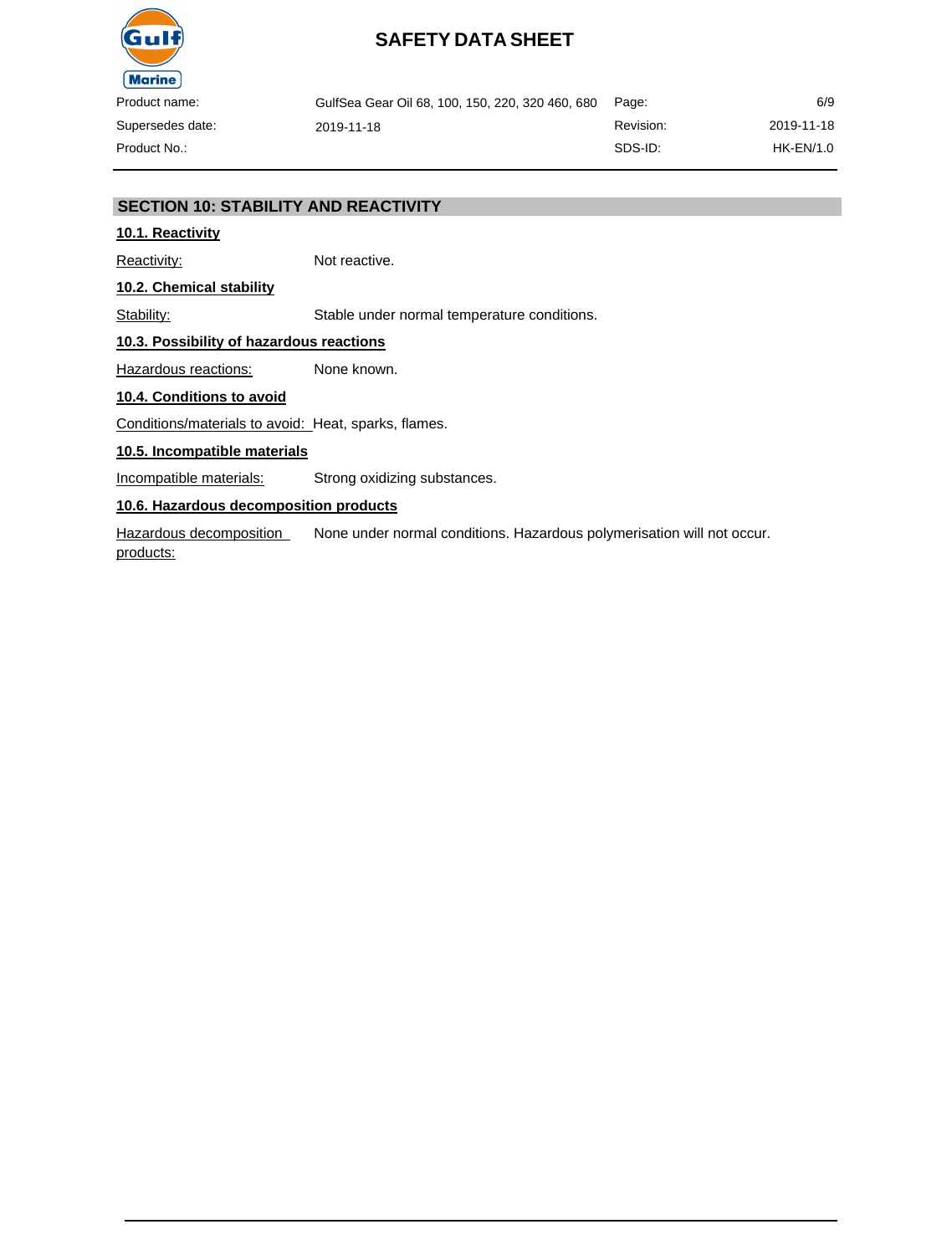## SECTION 10: STABILITY AND REACTIVITY

### 10.1. Reactivity

Reactivity: Not reactive.

### 10.2. Chemical stability

Stability: Stable under normal temperature conditions.

### 10.3. Possibility of hazardous reactions

Hazardous reactions: None known.

### 10.4. Conditions to avoid

Conditions/materials to avoid: Heat, sparks, flames.

### 10.5. Incompatible materials

Incompatible materials: Strong oxidizing substances.

### 10.6. Hazardous decomposition products

Hazardous decomposition products: None under normal conditions. Hazardous polymerisation will not occur.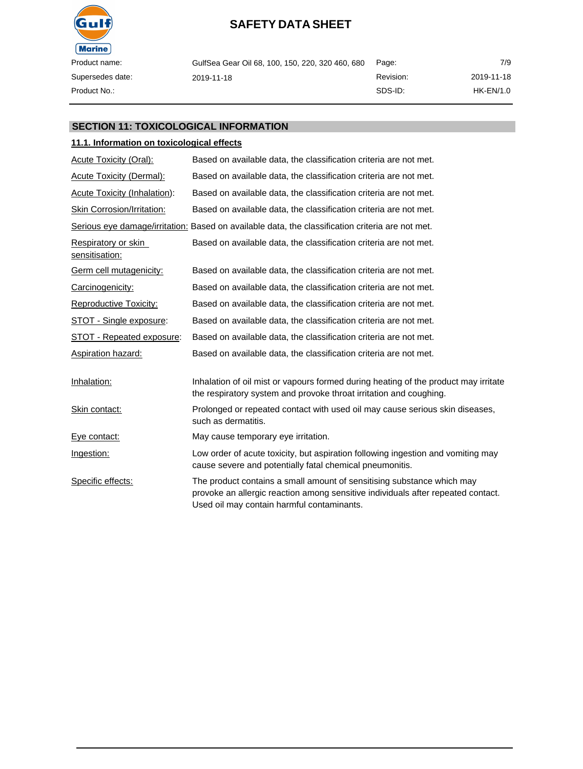## SECTION 11: TOXICOLOGICAL INFORMATION

### 11.1. Information on toxicological effects

| | |
|---|---|
| Acute Toxicity (Oral): | Based on available data, the classification criteria are not met. |
| Acute Toxicity (Dermal): | Based on available data, the classification criteria are not met. |
| Acute Toxicity (Inhalation): | Based on available data, the classification criteria are not met. |
| Skin Corrosion/Irritation: | Based on available data, the classification criteria are not met. |
| Serious eye damage/irritation: | Based on available data, the classification criteria are not met. |
| Respiratory or skin sensitisation: | Based on available data, the classification criteria are not met. |
| Germ cell mutagenicity: | Based on available data, the classification criteria are not met. |
| Carcinogenicity: | Based on available data, the classification criteria are not met. |
| Reproductive Toxicity: | Based on available data, the classification criteria are not met. |
| STOT - Single exposure: | Based on available data, the classification criteria are not met. |
| STOT - Repeated exposure: | Based on available data, the classification criteria are not met. |
| Aspiration hazard: | Based on available data, the classification criteria are not met. |

| | |
|---|---|
| Inhalation: | Inhalation of oil mist or vapours formed during heating of the product may irritate the respiratory system and provoke throat irritation and coughing. |
| Skin contact: | Prolonged or repeated contact with used oil may cause serious skin diseases, such as dermatitis. |
| Eye contact: | May cause temporary eye irritation. |
| Ingestion: | Low order of acute toxicity, but aspiration following ingestion and vomiting may cause severe and potentially fatal chemical pneumonitis. |
| Specific effects: | The product contains a small amount of sensitising substance which may provoke an allergic reaction among sensitive individuals after repeated contact. Used oil may contain harmful contaminants. |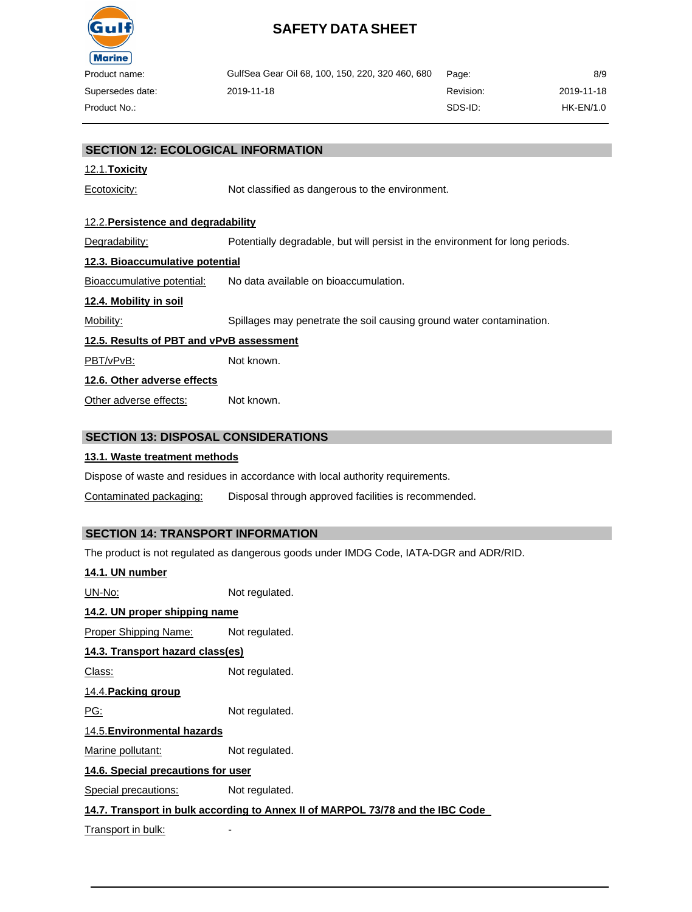## SECTION 12: ECOLOGICAL INFORMATION

### 12.1. Toxicity

Ecotoxicity: Not classified as dangerous to the environment.

### 12.2. Persistence and degradability

Degradability: Potentially degradable, but will persist in the environment for long periods.

### 12.3. Bioaccumulative potential

Bioaccumulative potential: No data available on bioaccumulation.

### 12.4. Mobility in soil

Mobility: Spillages may penetrate the soil causing ground water contamination.

### 12.5. Results of PBT and vPvB assessment

PBT/vPvB: Not known.

### 12.6. Other adverse effects

Other adverse effects: Not known.

## SECTION 13: DISPOSAL CONSIDERATIONS

### 13.1. Waste treatment methods

Dispose of waste and residues in accordance with local authority requirements.

Contaminated packaging: Disposal through approved facilities is recommended.

## SECTION 14: TRANSPORT INFORMATION

The product is not regulated as dangerous goods under IMDG Code, IATA-DGR and ADR/RID.

### 14.1. UN number

UN-No: Not regulated.

### 14.2. UN proper shipping name

Proper Shipping Name: Not regulated.

### 14.3. Transport hazard class(es)

Class: Not regulated.

### 14.4. Packing group

PG: Not regulated.

### 14.5. Environmental hazards

Marine pollutant: Not regulated.

### 14.6. Special precautions for user

Special precautions: Not regulated.

### 14.7. Transport in bulk according to Annex II of MARPOL 73/78 and the IBC Code

Transport in bulk: -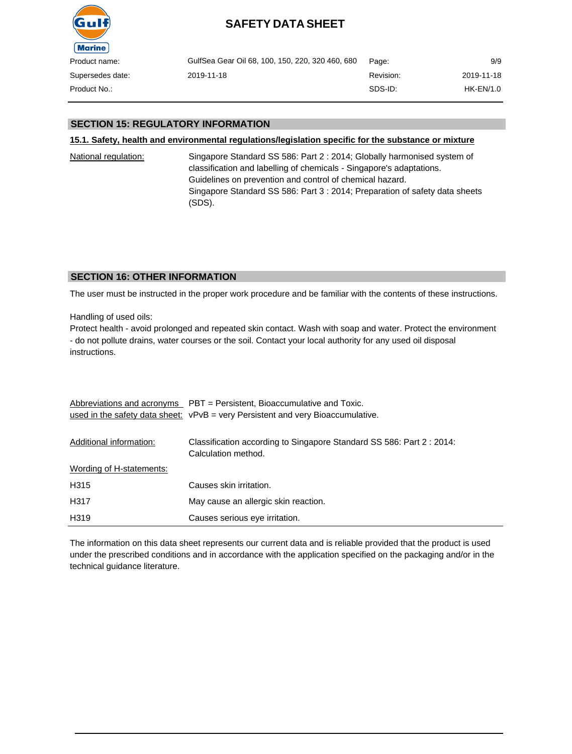## SECTION 15: REGULATORY INFORMATION

**15.1. Safety, health and environmental regulations/legislation specific for the substance or mixture**

| | |
|---|---|
| National regulation: | Singapore Standard SS 586: Part 2 : 2014; Globally harmonised system of classification and labelling of chemicals - Singapore's adaptations. Guidelines on prevention and control of chemical hazard. Singapore Standard SS 586: Part 3 : 2014; Preparation of safety data sheets (SDS). |

## SECTION 16: OTHER INFORMATION

The user must be instructed in the proper work procedure and be familiar with the contents of these instructions.

Handling of used oils:
Protect health - avoid prolonged and repeated skin contact. Wash with soap and water. Protect the environment - do not pollute drains, water courses or the soil. Contact your local authority for any used oil disposal instructions.

| | |
|---|---|
| Abbreviations and acronyms used in the safety data sheet: | PBT = Persistent, Bioaccumulative and Toxic. vPvB = very Persistent and very Bioaccumulative. |
| Additional information: | Classification according to Singapore Standard SS 586: Part 2 : 2014: Calculation method. |
| Wording of H-statements: | |
| H315 | Causes skin irritation. |
| H317 | May cause an allergic skin reaction. |
| H319 | Causes serious eye irritation. |

The information on this data sheet represents our current data and is reliable provided that the product is used under the prescribed conditions and in accordance with the application specified on the packaging and/or in the technical guidance literature.